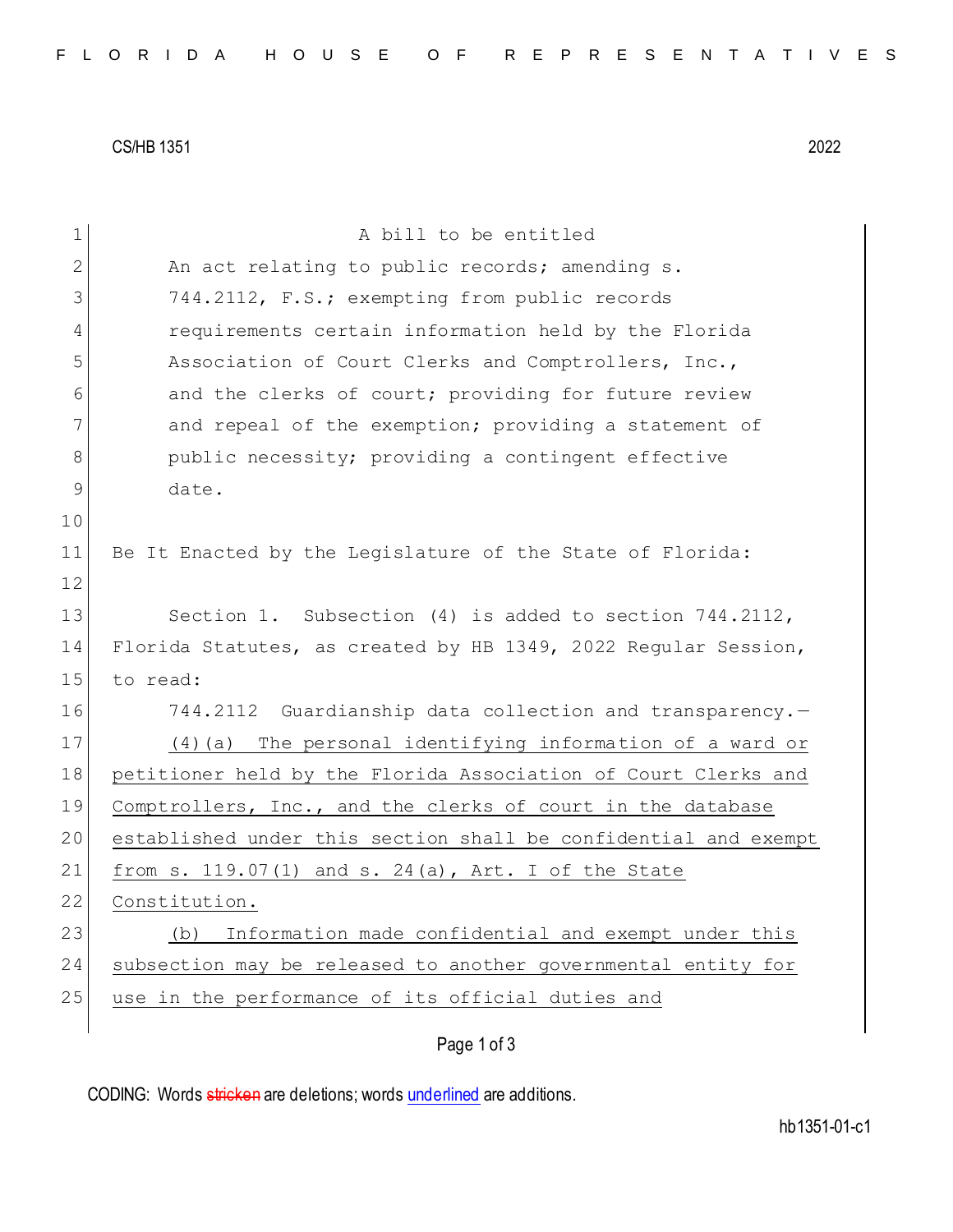CS/HB 1351 2022

A bill to be entitled

An act relating to public records; amending s. 744.2112, F.S.; exempting from public records requirements certain information held by the Florida Association of Court Clerks and Comptrollers, Inc., and the clerks of court; providing for future review and repeal of the exemption; providing a statement of public necessity; providing a contingent effective date.

Be It Enacted by the Legislature of the State of Florida:

Section 1. Subsection (4) is added to section 744.2112, Florida Statutes, as created by HB 1349, 2022 Regular Session, to read:

744.2112 Guardianship data collection and transparency.—

<u>(4)(a) The personal identifying information of a ward or petitioner held by the Florida Association of Court Clerks and Comptrollers, Inc., and the clerks of court in the database established under this section shall be confidential and exempt from s. 119.07(1) and s. 24(a), Art. I of the State Constitution.</u>

<u>(b) Information made confidential and exempt under this subsection may be released to another governmental entity for use in the performance of its official duties and</u>

CODING: Words ~~stricken~~ are deletions; words <u>underlined</u> are additions.

hb1351-01-c1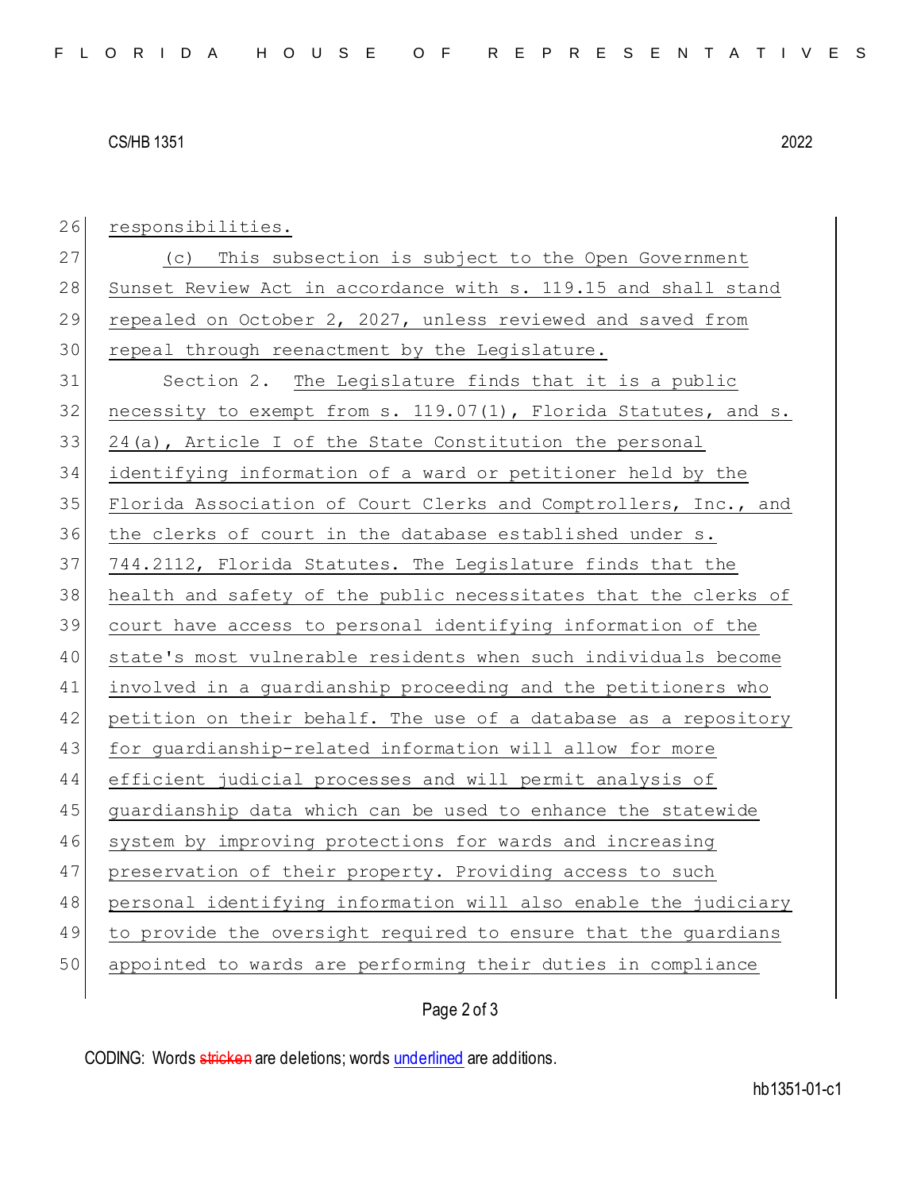responsibilities.

(c) This subsection is subject to the Open Government Sunset Review Act in accordance with s. 119.15 and shall stand repealed on October 2, 2027, unless reviewed and saved from repeal through reenactment by the Legislature.

Section 2. The Legislature finds that it is a public necessity to exempt from s. 119.07(1), Florida Statutes, and s. 24(a), Article I of the State Constitution the personal identifying information of a ward or petitioner held by the Florida Association of Court Clerks and Comptrollers, Inc., and the clerks of court in the database established under s. 744.2112, Florida Statutes. The Legislature finds that the health and safety of the public necessitates that the clerks of court have access to personal identifying information of the state's most vulnerable residents when such individuals become involved in a guardianship proceeding and the petitioners who petition on their behalf. The use of a database as a repository for guardianship-related information will allow for more efficient judicial processes and will permit analysis of guardianship data which can be used to enhance the statewide system by improving protections for wards and increasing preservation of their property. Providing access to such personal identifying information will also enable the judiciary to provide the oversight required to ensure that the guardians appointed to wards are performing their duties in compliance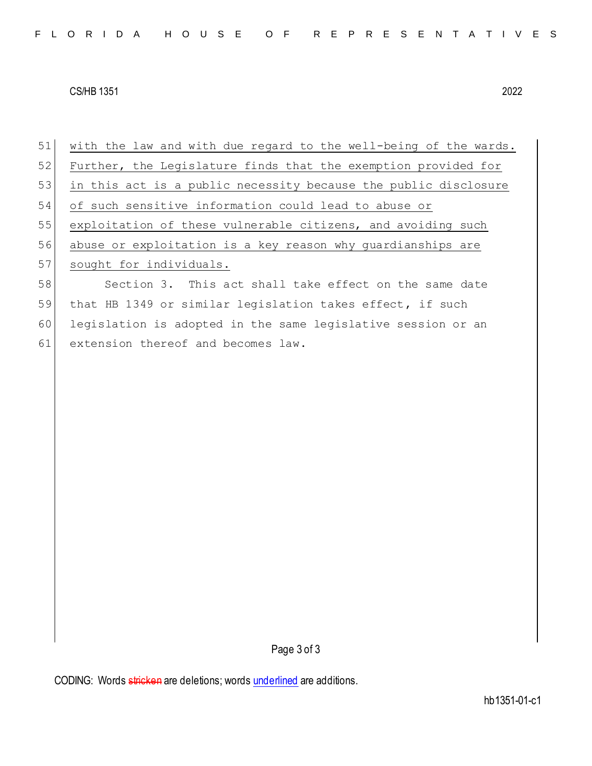with the law and with due regard to the well-being of the wards. Further, the Legislature finds that the exemption provided for in this act is a public necessity because the public disclosure of such sensitive information could lead to abuse or exploitation of these vulnerable citizens, and avoiding such abuse or exploitation is a key reason why guardianships are sought for individuals.

Section 3. This act shall take effect on the same date that HB 1349 or similar legislation takes effect, if such legislation is adopted in the same legislative session or an extension thereof and becomes law.